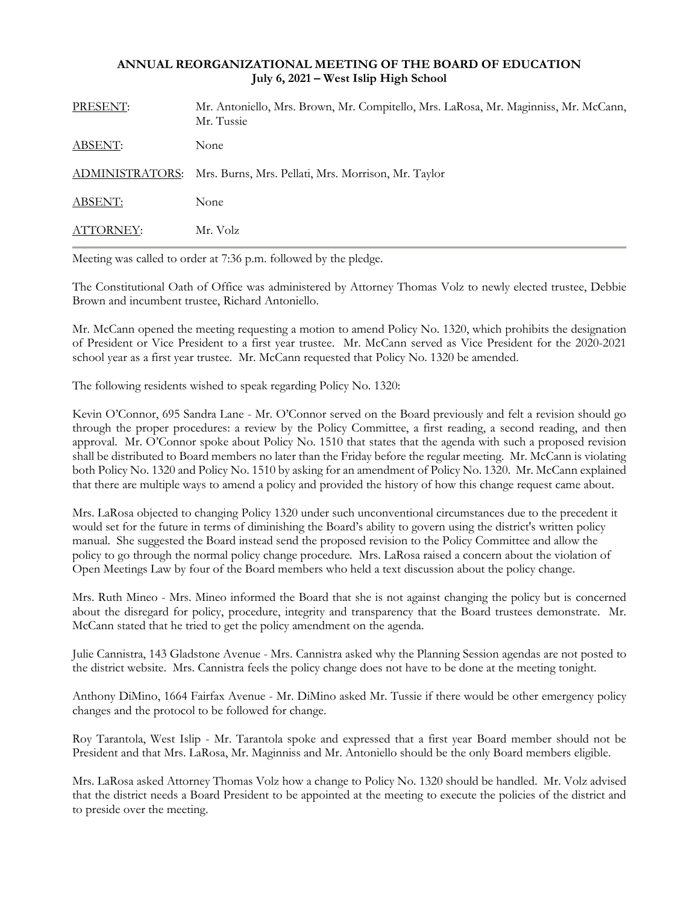**ANNUAL REORGANIZATIONAL MEETING OF THE BOARD OF EDUCATION**
**July 6, 2021 – West Islip High School**

| | |
|---|---|
| PRESENT: | Mr. Antoniello, Mrs. Brown, Mr. Compitello, Mrs. LaRosa, Mr. Maginniss, Mr. McCann, Mr. Tussie |
| ABSENT: | None |
| ADMINISTRATORS: | Mrs. Burns, Mrs. Pellati, Mrs. Morrison, Mr. Taylor |
| ABSENT: | None |
| ATTORNEY: | Mr. Volz |

Meeting was called to order at 7:36 p.m. followed by the pledge.

The Constitutional Oath of Office was administered by Attorney Thomas Volz to newly elected trustee, Debbie Brown and incumbent trustee, Richard Antoniello.

Mr. McCann opened the meeting requesting a motion to amend Policy No. 1320, which prohibits the designation of President or Vice President to a first year trustee. Mr. McCann served as Vice President for the 2020-2021 school year as a first year trustee. Mr. McCann requested that Policy No. 1320 be amended.

The following residents wished to speak regarding Policy No. 1320:

Kevin O'Connor, 695 Sandra Lane - Mr. O'Connor served on the Board previously and felt a revision should go through the proper procedures: a review by the Policy Committee, a first reading, a second reading, and then approval. Mr. O'Connor spoke about Policy No. 1510 that states that the agenda with such a proposed revision shall be distributed to Board members no later than the Friday before the regular meeting. Mr. McCann is violating both Policy No. 1320 and Policy No. 1510 by asking for an amendment of Policy No. 1320. Mr. McCann explained that there are multiple ways to amend a policy and provided the history of how this change request came about.

Mrs. LaRosa objected to changing Policy 1320 under such unconventional circumstances due to the precedent it would set for the future in terms of diminishing the Board's ability to govern using the district's written policy manual. She suggested the Board instead send the proposed revision to the Policy Committee and allow the policy to go through the normal policy change procedure. Mrs. LaRosa raised a concern about the violation of Open Meetings Law by four of the Board members who held a text discussion about the policy change.

Mrs. Ruth Mineo - Mrs. Mineo informed the Board that she is not against changing the policy but is concerned about the disregard for policy, procedure, integrity and transparency that the Board trustees demonstrate. Mr. McCann stated that he tried to get the policy amendment on the agenda.

Julie Cannistra, 143 Gladstone Avenue - Mrs. Cannistra asked why the Planning Session agendas are not posted to the district website. Mrs. Cannistra feels the policy change does not have to be done at the meeting tonight.

Anthony DiMino, 1664 Fairfax Avenue - Mr. DiMino asked Mr. Tussie if there would be other emergency policy changes and the protocol to be followed for change.

Roy Tarantola, West Islip - Mr. Tarantola spoke and expressed that a first year Board member should not be President and that Mrs. LaRosa, Mr. Maginniss and Mr. Antoniello should be the only Board members eligible.

Mrs. LaRosa asked Attorney Thomas Volz how a change to Policy No. 1320 should be handled. Mr. Volz advised that the district needs a Board President to be appointed at the meeting to execute the policies of the district and to preside over the meeting.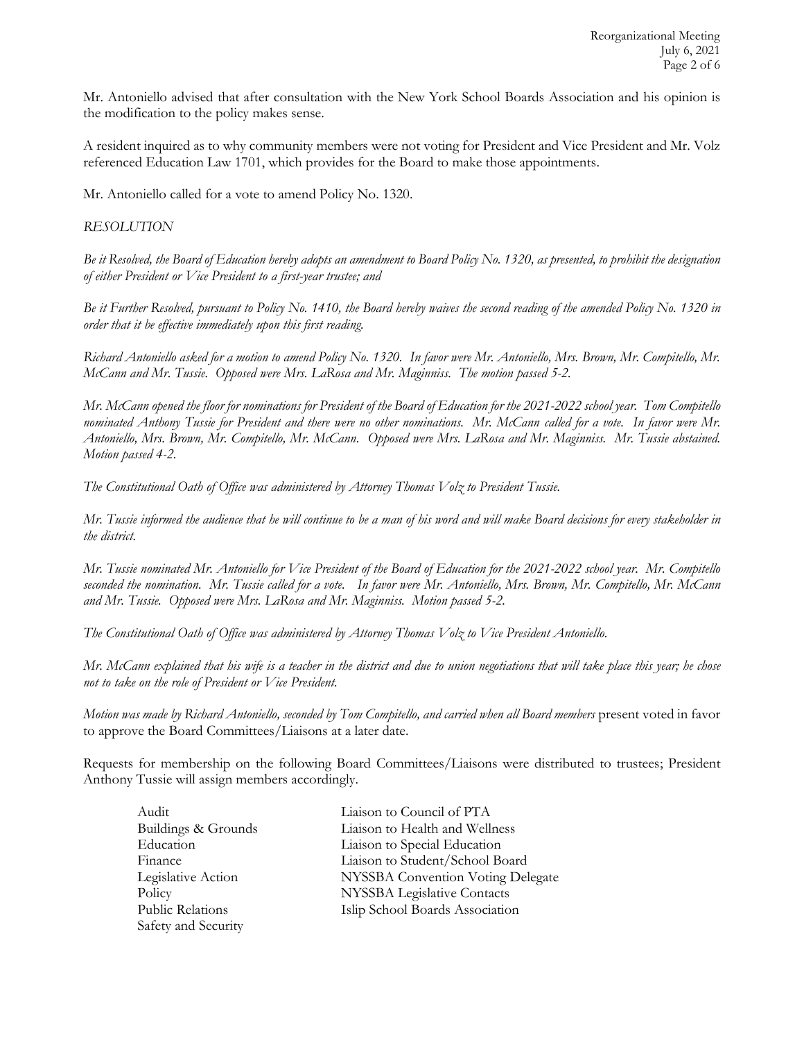Mr. Antoniello advised that after consultation with the New York School Boards Association and his opinion is the modification to the policy makes sense.

A resident inquired as to why community members were not voting for President and Vice President and Mr. Volz referenced Education Law 1701, which provides for the Board to make those appointments.

Mr. Antoniello called for a vote to amend Policy No. 1320.

*RESOLUTION*

*Be it Resolved, the Board of Education hereby adopts an amendment to Board Policy No. 1320, as presented, to prohibit the designation of either President or Vice President to a first-year trustee; and*

*Be it Further Resolved, pursuant to Policy No. 1410, the Board hereby waives the second reading of the amended Policy No. 1320 in order that it be effective immediately upon this first reading.*

*Richard Antoniello asked for a motion to amend Policy No. 1320. In favor were Mr. Antoniello, Mrs. Brown, Mr. Compitello, Mr. McCann and Mr. Tussie. Opposed were Mrs. LaRosa and Mr. Maginniss. The motion passed 5-2.*

*Mr. McCann opened the floor for nominations for President of the Board of Education for the 2021-2022 school year. Tom Compitello nominated Anthony Tussie for President and there were no other nominations. Mr. McCann called for a vote. In favor were Mr. Antoniello, Mrs. Brown, Mr. Compitello, Mr. McCann. Opposed were Mrs. LaRosa and Mr. Maginniss. Mr. Tussie abstained. Motion passed 4-2.*

*The Constitutional Oath of Office was administered by Attorney Thomas Volz to President Tussie.*

*Mr. Tussie informed the audience that he will continue to be a man of his word and will make Board decisions for every stakeholder in the district.*

*Mr. Tussie nominated Mr. Antoniello for Vice President of the Board of Education for the 2021-2022 school year. Mr. Compitello seconded the nomination. Mr. Tussie called for a vote. In favor were Mr. Antoniello, Mrs. Brown, Mr. Compitello, Mr. McCann and Mr. Tussie. Opposed were Mrs. LaRosa and Mr. Maginniss. Motion passed 5-2.*

*The Constitutional Oath of Office was administered by Attorney Thomas Volz to Vice President Antoniello.*

*Mr. McCann explained that his wife is a teacher in the district and due to union negotiations that will take place this year; he chose not to take on the role of President or Vice President.*

*Motion was made by Richard Antoniello, seconded by Tom Compitello, and carried when all Board members* present voted in favor to approve the Board Committees/Liaisons at a later date.

Requests for membership on the following Board Committees/Liaisons were distributed to trustees; President Anthony Tussie will assign members accordingly.

- Audit
- Buildings & Grounds
- Education
- Finance
- Legislative Action
- Policy
- Public Relations
- Safety and Security
- Liaison to Council of PTA
- Liaison to Health and Wellness
- Liaison to Special Education
- Liaison to Student/School Board
- NYSSBA Convention Voting Delegate
- NYSSBA Legislative Contacts
- Islip School Boards Association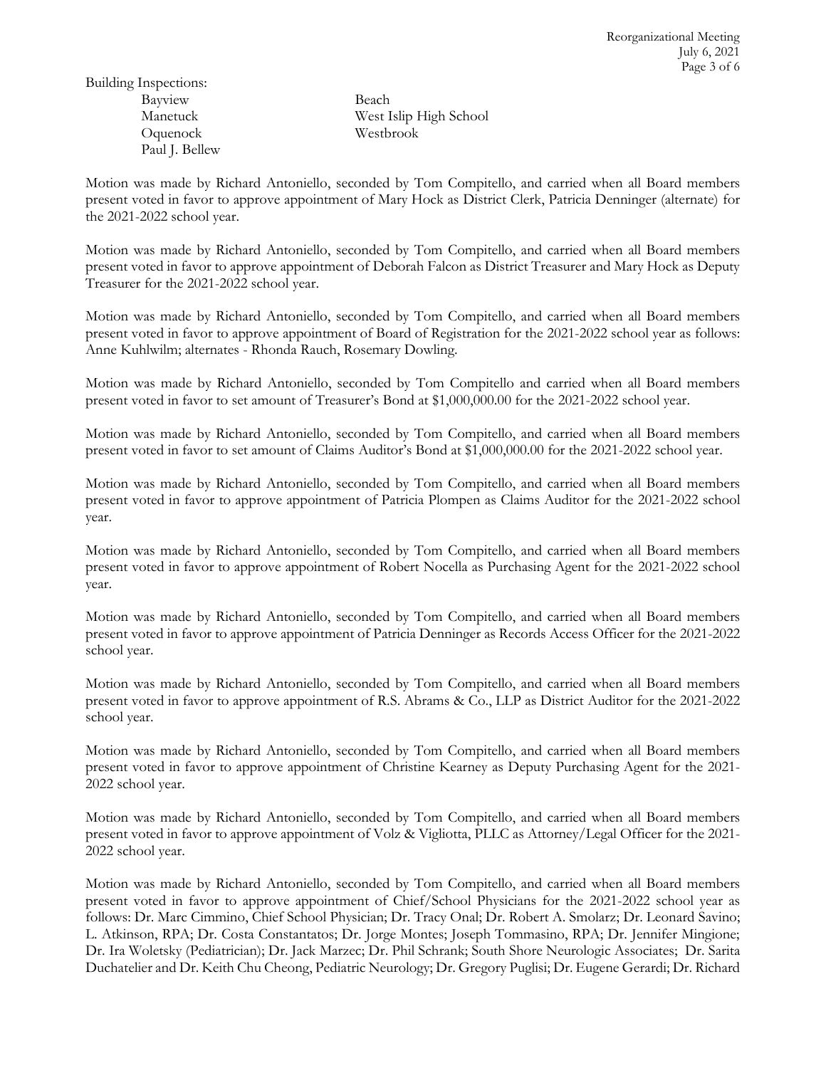Building Inspections:

| | |
|---|---|
| Bayview | Beach |
| Manetuck | West Islip High School |
| Oquenock | Westbrook |
| Paul J. Bellew | |

Motion was made by Richard Antoniello, seconded by Tom Compitello, and carried when all Board members present voted in favor to approve appointment of Mary Hock as District Clerk, Patricia Denninger (alternate) for the 2021-2022 school year.

Motion was made by Richard Antoniello, seconded by Tom Compitello, and carried when all Board members present voted in favor to approve appointment of Deborah Falcon as District Treasurer and Mary Hock as Deputy Treasurer for the 2021-2022 school year.

Motion was made by Richard Antoniello, seconded by Tom Compitello, and carried when all Board members present voted in favor to approve appointment of Board of Registration for the 2021-2022 school year as follows: Anne Kuhlwilm; alternates - Rhonda Rauch, Rosemary Dowling.

Motion was made by Richard Antoniello, seconded by Tom Compitello and carried when all Board members present voted in favor to set amount of Treasurer's Bond at $1,000,000.00 for the 2021-2022 school year.

Motion was made by Richard Antoniello, seconded by Tom Compitello, and carried when all Board members present voted in favor to set amount of Claims Auditor's Bond at $1,000,000.00 for the 2021-2022 school year.

Motion was made by Richard Antoniello, seconded by Tom Compitello, and carried when all Board members present voted in favor to approve appointment of Patricia Plompen as Claims Auditor for the 2021-2022 school year.

Motion was made by Richard Antoniello, seconded by Tom Compitello, and carried when all Board members present voted in favor to approve appointment of Robert Nocella as Purchasing Agent for the 2021-2022 school year.

Motion was made by Richard Antoniello, seconded by Tom Compitello, and carried when all Board members present voted in favor to approve appointment of Patricia Denninger as Records Access Officer for the 2021-2022 school year.

Motion was made by Richard Antoniello, seconded by Tom Compitello, and carried when all Board members present voted in favor to approve appointment of R.S. Abrams & Co., LLP as District Auditor for the 2021-2022 school year.

Motion was made by Richard Antoniello, seconded by Tom Compitello, and carried when all Board members present voted in favor to approve appointment of Christine Kearney as Deputy Purchasing Agent for the 2021-2022 school year.

Motion was made by Richard Antoniello, seconded by Tom Compitello, and carried when all Board members present voted in favor to approve appointment of Volz & Vigliotta, PLLC as Attorney/Legal Officer for the 2021-2022 school year.

Motion was made by Richard Antoniello, seconded by Tom Compitello, and carried when all Board members present voted in favor to approve appointment of Chief/School Physicians for the 2021-2022 school year as follows: Dr. Marc Cimmino, Chief School Physician; Dr. Tracy Onal; Dr. Robert A. Smolarz; Dr. Leonard Savino; L. Atkinson, RPA; Dr. Costa Constantatos; Dr. Jorge Montes; Joseph Tommasino, RPA; Dr. Jennifer Mingione; Dr. Ira Woletsky (Pediatrician); Dr. Jack Marzec; Dr. Phil Schrank; South Shore Neurologic Associates; Dr. Sarita Duchatelier and Dr. Keith Chu Cheong, Pediatric Neurology; Dr. Gregory Puglisi; Dr. Eugene Gerardi; Dr. Richard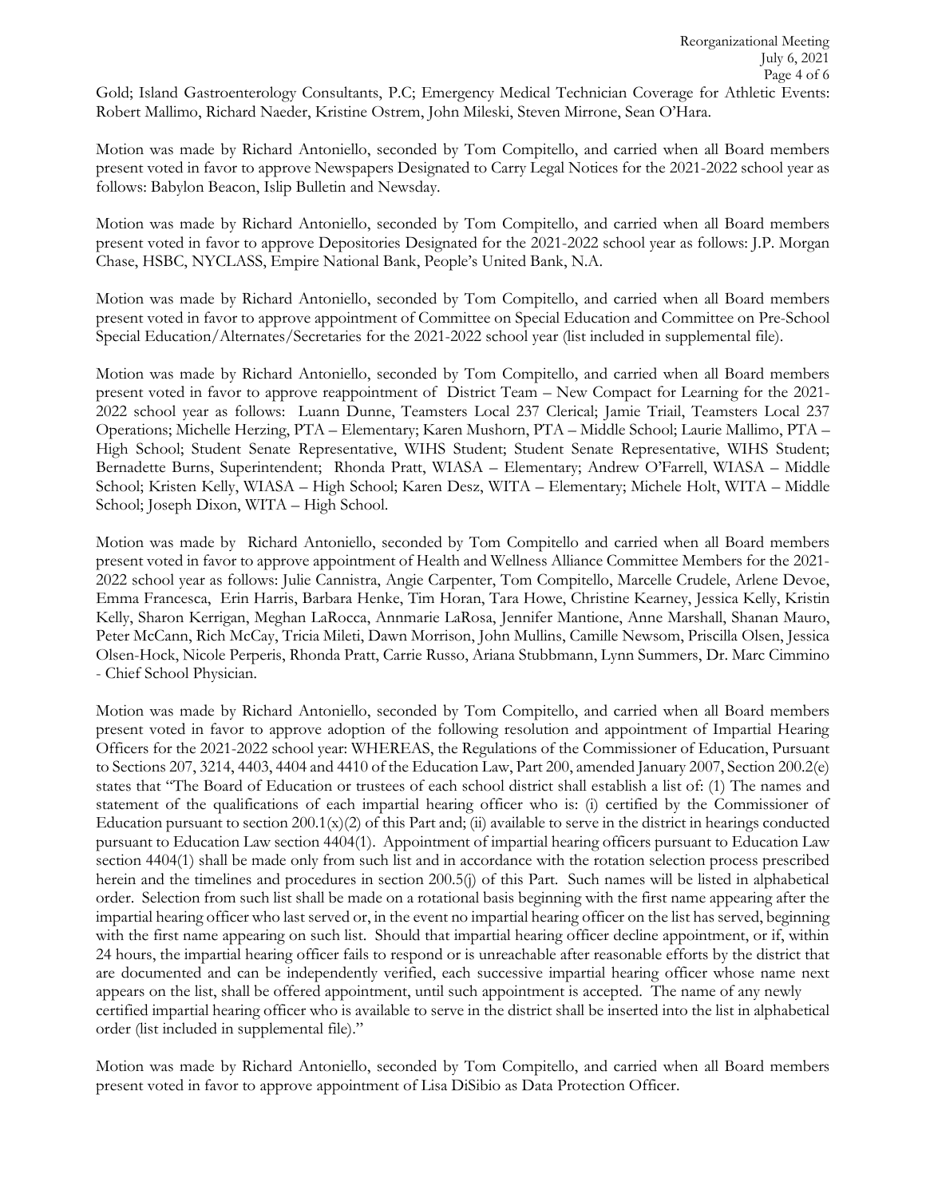Gold; Island Gastroenterology Consultants, P.C; Emergency Medical Technician Coverage for Athletic Events: Robert Mallimo, Richard Naeder, Kristine Ostrem, John Mileski, Steven Mirrone, Sean O'Hara.

Motion was made by Richard Antoniello, seconded by Tom Compitello, and carried when all Board members present voted in favor to approve Newspapers Designated to Carry Legal Notices for the 2021-2022 school year as follows: Babylon Beacon, Islip Bulletin and Newsday.

Motion was made by Richard Antoniello, seconded by Tom Compitello, and carried when all Board members present voted in favor to approve Depositories Designated for the 2021-2022 school year as follows: J.P. Morgan Chase, HSBC, NYCLASS, Empire National Bank, People's United Bank, N.A.

Motion was made by Richard Antoniello, seconded by Tom Compitello, and carried when all Board members present voted in favor to approve appointment of Committee on Special Education and Committee on Pre-School Special Education/Alternates/Secretaries for the 2021-2022 school year (list included in supplemental file).

Motion was made by Richard Antoniello, seconded by Tom Compitello, and carried when all Board members present voted in favor to approve reappointment of District Team – New Compact for Learning for the 2021-2022 school year as follows: Luann Dunne, Teamsters Local 237 Clerical; Jamie Triail, Teamsters Local 237 Operations; Michelle Herzing, PTA – Elementary; Karen Mushorn, PTA – Middle School; Laurie Mallimo, PTA – High School; Student Senate Representative, WIHS Student; Student Senate Representative, WIHS Student; Bernadette Burns, Superintendent; Rhonda Pratt, WIASA – Elementary; Andrew O'Farrell, WIASA – Middle School; Kristen Kelly, WIASA – High School; Karen Desz, WITA – Elementary; Michele Holt, WITA – Middle School; Joseph Dixon, WITA – High School.

Motion was made by Richard Antoniello, seconded by Tom Compitello and carried when all Board members present voted in favor to approve appointment of Health and Wellness Alliance Committee Members for the 2021-2022 school year as follows: Julie Cannistra, Angie Carpenter, Tom Compitello, Marcelle Crudele, Arlene Devoe, Emma Francesca, Erin Harris, Barbara Henke, Tim Horan, Tara Howe, Christine Kearney, Jessica Kelly, Kristin Kelly, Sharon Kerrigan, Meghan LaRocca, Annmarie LaRosa, Jennifer Mantione, Anne Marshall, Shanan Mauro, Peter McCann, Rich McCay, Tricia Mileti, Dawn Morrison, John Mullins, Camille Newsom, Priscilla Olsen, Jessica Olsen-Hock, Nicole Perperis, Rhonda Pratt, Carrie Russo, Ariana Stubbmann, Lynn Summers, Dr. Marc Cimmino - Chief School Physician.

Motion was made by Richard Antoniello, seconded by Tom Compitello, and carried when all Board members present voted in favor to approve adoption of the following resolution and appointment of Impartial Hearing Officers for the 2021-2022 school year: WHEREAS, the Regulations of the Commissioner of Education, Pursuant to Sections 207, 3214, 4403, 4404 and 4410 of the Education Law, Part 200, amended January 2007, Section 200.2(e) states that "The Board of Education or trustees of each school district shall establish a list of: (1) The names and statement of the qualifications of each impartial hearing officer who is: (i) certified by the Commissioner of Education pursuant to section 200.1(x)(2) of this Part and; (ii) available to serve in the district in hearings conducted pursuant to Education Law section 4404(1). Appointment of impartial hearing officers pursuant to Education Law section 4404(1) shall be made only from such list and in accordance with the rotation selection process prescribed herein and the timelines and procedures in section 200.5(j) of this Part. Such names will be listed in alphabetical order. Selection from such list shall be made on a rotational basis beginning with the first name appearing after the impartial hearing officer who last served or, in the event no impartial hearing officer on the list has served, beginning with the first name appearing on such list. Should that impartial hearing officer decline appointment, or if, within 24 hours, the impartial hearing officer fails to respond or is unreachable after reasonable efforts by the district that are documented and can be independently verified, each successive impartial hearing officer whose name next appears on the list, shall be offered appointment, until such appointment is accepted. The name of any newly certified impartial hearing officer who is available to serve in the district shall be inserted into the list in alphabetical order (list included in supplemental file)."

Motion was made by Richard Antoniello, seconded by Tom Compitello, and carried when all Board members present voted in favor to approve appointment of Lisa DiSibio as Data Protection Officer.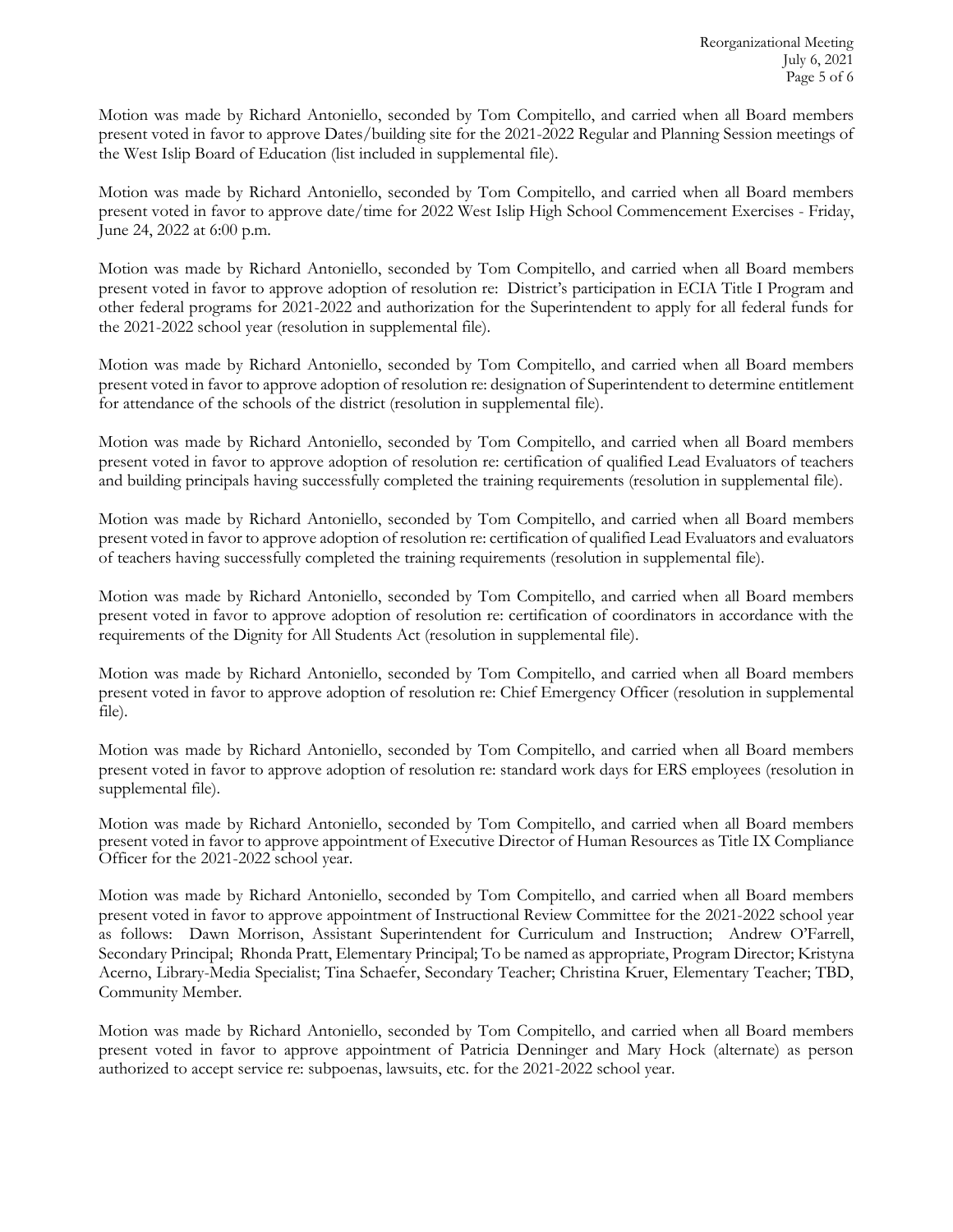Motion was made by Richard Antoniello, seconded by Tom Compitello, and carried when all Board members present voted in favor to approve Dates/building site for the 2021-2022 Regular and Planning Session meetings of the West Islip Board of Education (list included in supplemental file).

Motion was made by Richard Antoniello, seconded by Tom Compitello, and carried when all Board members present voted in favor to approve date/time for 2022 West Islip High School Commencement Exercises - Friday, June 24, 2022 at 6:00 p.m.

Motion was made by Richard Antoniello, seconded by Tom Compitello, and carried when all Board members present voted in favor to approve adoption of resolution re: District's participation in ECIA Title I Program and other federal programs for 2021-2022 and authorization for the Superintendent to apply for all federal funds for the 2021-2022 school year (resolution in supplemental file).

Motion was made by Richard Antoniello, seconded by Tom Compitello, and carried when all Board members present voted in favor to approve adoption of resolution re: designation of Superintendent to determine entitlement for attendance of the schools of the district (resolution in supplemental file).

Motion was made by Richard Antoniello, seconded by Tom Compitello, and carried when all Board members present voted in favor to approve adoption of resolution re: certification of qualified Lead Evaluators of teachers and building principals having successfully completed the training requirements (resolution in supplemental file).

Motion was made by Richard Antoniello, seconded by Tom Compitello, and carried when all Board members present voted in favor to approve adoption of resolution re: certification of qualified Lead Evaluators and evaluators of teachers having successfully completed the training requirements (resolution in supplemental file).

Motion was made by Richard Antoniello, seconded by Tom Compitello, and carried when all Board members present voted in favor to approve adoption of resolution re: certification of coordinators in accordance with the requirements of the Dignity for All Students Act (resolution in supplemental file).

Motion was made by Richard Antoniello, seconded by Tom Compitello, and carried when all Board members present voted in favor to approve adoption of resolution re: Chief Emergency Officer (resolution in supplemental file).

Motion was made by Richard Antoniello, seconded by Tom Compitello, and carried when all Board members present voted in favor to approve adoption of resolution re: standard work days for ERS employees (resolution in supplemental file).

Motion was made by Richard Antoniello, seconded by Tom Compitello, and carried when all Board members present voted in favor to approve appointment of Executive Director of Human Resources as Title IX Compliance Officer for the 2021-2022 school year.

Motion was made by Richard Antoniello, seconded by Tom Compitello, and carried when all Board members present voted in favor to approve appointment of Instructional Review Committee for the 2021-2022 school year as follows: Dawn Morrison, Assistant Superintendent for Curriculum and Instruction; Andrew O'Farrell, Secondary Principal; Rhonda Pratt, Elementary Principal; To be named as appropriate, Program Director; Kristyna Acerno, Library-Media Specialist; Tina Schaefer, Secondary Teacher; Christina Kruer, Elementary Teacher; TBD, Community Member.

Motion was made by Richard Antoniello, seconded by Tom Compitello, and carried when all Board members present voted in favor to approve appointment of Patricia Denninger and Mary Hock (alternate) as person authorized to accept service re: subpoenas, lawsuits, etc. for the 2021-2022 school year.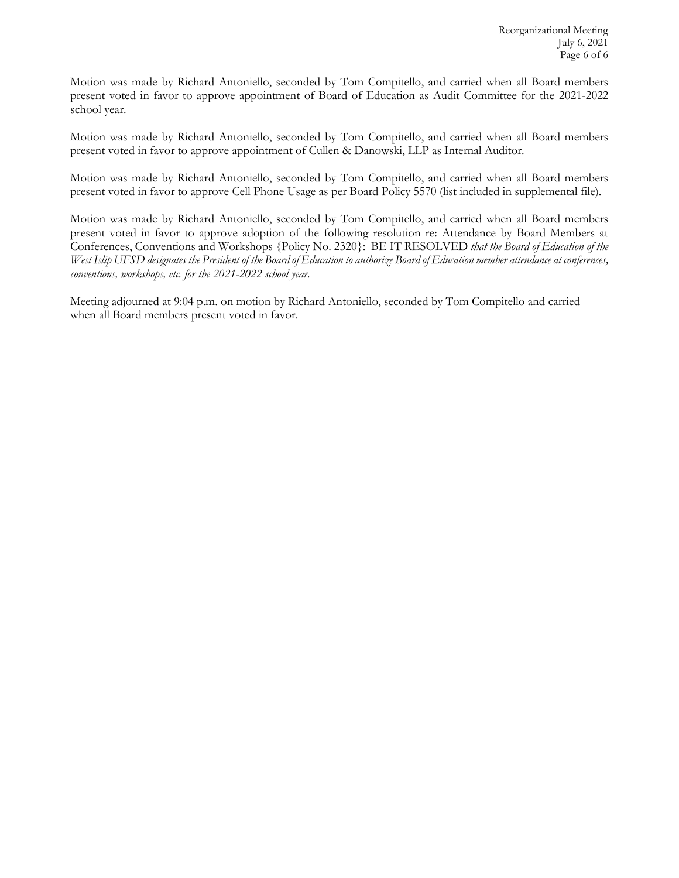Motion was made by Richard Antoniello, seconded by Tom Compitello, and carried when all Board members present voted in favor to approve appointment of Board of Education as Audit Committee for the 2021-2022 school year.

Motion was made by Richard Antoniello, seconded by Tom Compitello, and carried when all Board members present voted in favor to approve appointment of Cullen & Danowski, LLP as Internal Auditor.

Motion was made by Richard Antoniello, seconded by Tom Compitello, and carried when all Board members present voted in favor to approve Cell Phone Usage as per Board Policy 5570 (list included in supplemental file).

Motion was made by Richard Antoniello, seconded by Tom Compitello, and carried when all Board members present voted in favor to approve adoption of the following resolution re: Attendance by Board Members at Conferences, Conventions and Workshops {Policy No. 2320}: BE IT RESOLVED *that the Board of Education of the West Islip UFSD designates the President of the Board of Education to authorize Board of Education member attendance at conferences, conventions, workshops, etc. for the 2021-2022 school year.*

Meeting adjourned at 9:04 p.m. on motion by Richard Antoniello, seconded by Tom Compitello and carried when all Board members present voted in favor.